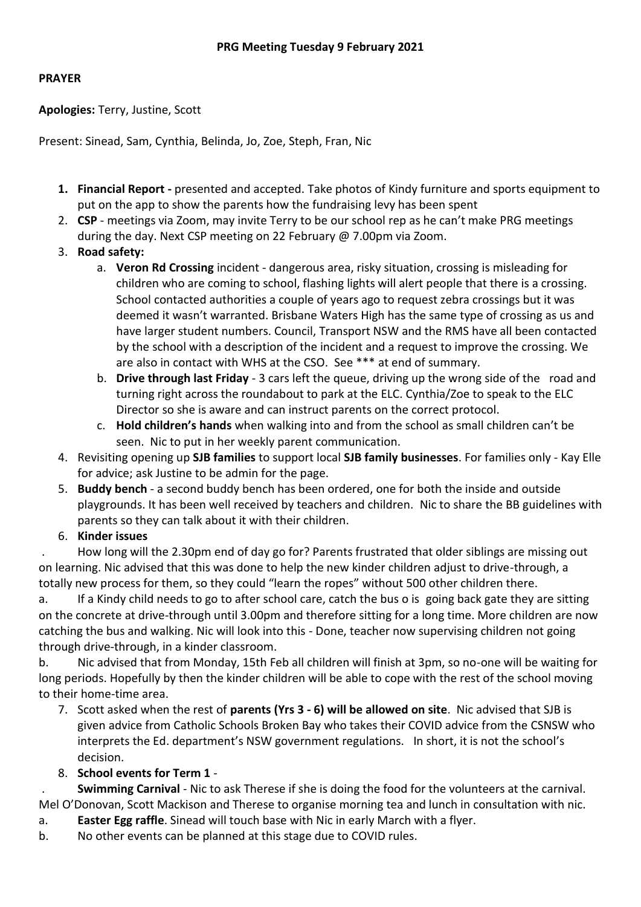**PRG Meeting Tuesday 9 February 2021**

**PRAYER**

**Apologies:** Terry, Justine, Scott

Present: Sinead, Sam, Cynthia, Belinda, Jo, Zoe, Steph, Fran, Nic

1. **Financial Report -** presented and accepted. Take photos of Kindy furniture and sports equipment to put on the app to show the parents how the fundraising levy has been spent
2. **CSP** - meetings via Zoom, may invite Terry to be our school rep as he can't make PRG meetings during the day. Next CSP meeting on 22 February @ 7.00pm via Zoom.
3. **Road safety:**
   a. **Veron Rd Crossing** incident - dangerous area, risky situation, crossing is misleading for children who are coming to school, flashing lights will alert people that there is a crossing. School contacted authorities a couple of years ago to request zebra crossings but it was deemed it wasn't warranted. Brisbane Waters High has the same type of crossing as us and have larger student numbers. Council, Transport NSW and the RMS have all been contacted by the school with a description of the incident and a request to improve the crossing. We are also in contact with WHS at the CSO. See *** at end of summary.
   b. **Drive through last Friday** - 3 cars left the queue, driving up the wrong side of the road and turning right across the roundabout to park at the ELC. Cynthia/Zoe to speak to the ELC Director so she is aware and can instruct parents on the correct protocol.
   c. **Hold children's hands** when walking into and from the school as small children can't be seen. Nic to put in her weekly parent communication.
4. Revisiting opening up **SJB families** to support local **SJB family businesses**. For families only - Kay Elle for advice; ask Justine to be admin for the page.
5. **Buddy bench** - a second buddy bench has been ordered, one for both the inside and outside playgrounds. It has been well received by teachers and children. Nic to share the BB guidelines with parents so they can talk about it with their children.
6. **Kinder issues**

. How long will the 2.30pm end of day go for? Parents frustrated that older siblings are missing out on learning. Nic advised that this was done to help the new kinder children adjust to drive-through, a totally new process for them, so they could "learn the ropes" without 500 other children there.

a. If a Kindy child needs to go to after school care, catch the bus o is going back gate they are sitting on the concrete at drive-through until 3.00pm and therefore sitting for a long time. More children are now catching the bus and walking. Nic will look into this - Done, teacher now supervising children not going through drive-through, in a kinder classroom.

b. Nic advised that from Monday, 15th Feb all children will finish at 3pm, so no-one will be waiting for long periods. Hopefully by then the kinder children will be able to cope with the rest of the school moving to their home-time area.

7. Scott asked when the rest of **parents (Yrs 3 - 6) will be allowed on site**. Nic advised that SJB is given advice from Catholic Schools Broken Bay who takes their COVID advice from the CSNSW who interprets the Ed. department's NSW government regulations. In short, it is not the school's decision.
8. **School events for Term 1** -

. **Swimming Carnival** - Nic to ask Therese if she is doing the food for the volunteers at the carnival. Mel O'Donovan, Scott Mackison and Therese to organise morning tea and lunch in consultation with nic.

a. **Easter Egg raffle**. Sinead will touch base with Nic in early March with a flyer.

b. No other events can be planned at this stage due to COVID rules.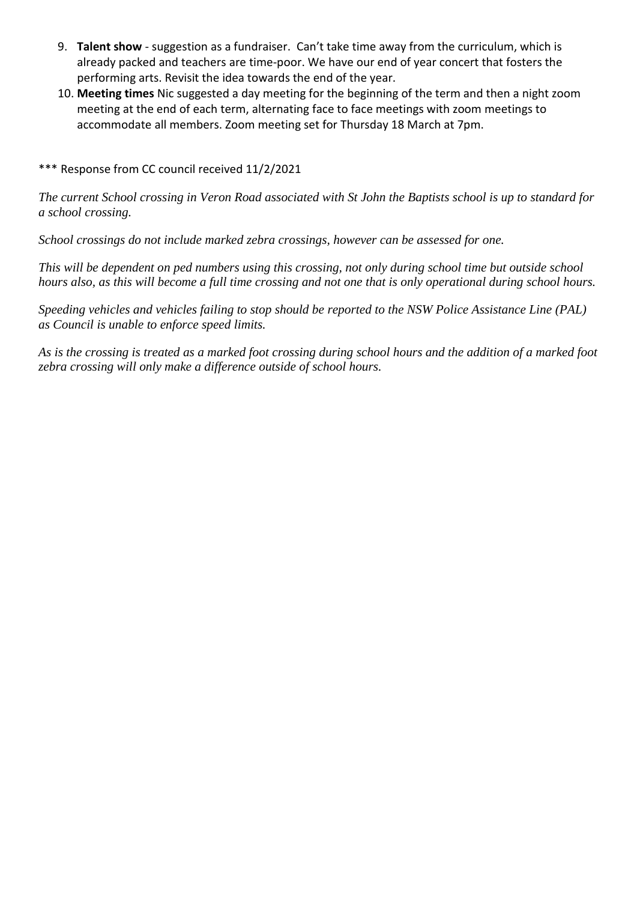9. **Talent show** - suggestion as a fundraiser.  Can't take time away from the curriculum, which is already packed and teachers are time-poor. We have our end of year concert that fosters the performing arts. Revisit the idea towards the end of the year.
10. **Meeting times** Nic suggested a day meeting for the beginning of the term and then a night zoom meeting at the end of each term, alternating face to face meetings with zoom meetings to accommodate all members. Zoom meeting set for Thursday 18 March at 7pm.

*** Response from CC council received 11/2/2021

*The current School crossing in Veron Road associated with St John the Baptists school is up to standard for a school crossing.*

*School crossings do not include marked zebra crossings, however can be assessed for one.*

*This will be dependent on ped numbers using this crossing, not only during school time but outside school hours also, as this will become a full time crossing and not one that is only operational during school hours.*

*Speeding vehicles and vehicles failing to stop should be reported to the NSW Police Assistance Line (PAL) as Council is unable to enforce speed limits.*

*As is the crossing is treated as a marked foot crossing during school hours and the addition of a marked foot zebra crossing will only make a difference outside of school hours.*